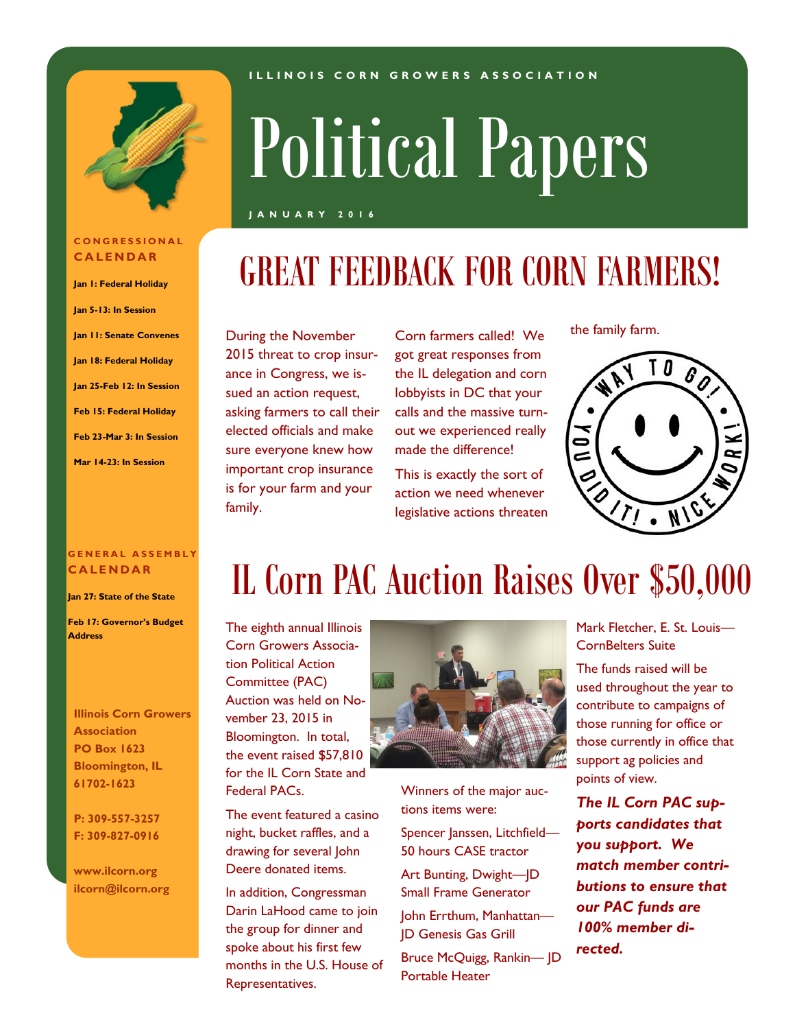ILLINOIS CORN GROWERS ASSOCIATION

# Political Papers

JANUARY 2016

## GREAT FEEDBACK FOR CORN FARMERS!

During the November 2015 threat to crop insurance in Congress, we issued an action request, asking farmers to call their elected officials and make sure everyone knew how important crop insurance is for your farm and your family.

Corn farmers called! We got great responses from the IL delegation and corn lobbyists in DC that your calls and the massive turnout we experienced really made the difference!

This is exactly the sort of action we need whenever legislative actions threaten the family farm.

WAY TO GO! YOU DID IT! • NICE WORK!

## IL Corn PAC Auction Raises Over $50,000

The eighth annual Illinois Corn Growers Association Political Action Committee (PAC) Auction was held on November 23, 2015 in Bloomington. In total, the event raised $57,810 for the IL Corn State and Federal PACs.

The event featured a casino night, bucket raffles, and a drawing for several John Deere donated items.

In addition, Congressman Darin LaHood came to join the group for dinner and spoke about his first few months in the U.S. House of Representatives.

Winners of the major auctions items were:

Spencer Janssen, Litchfield—50 hours CASE tractor

Art Bunting, Dwight—JD Small Frame Generator

John Errthum, Manhattan—JD Genesis Gas Grill

Bruce McQuigg, Rankin— JD Portable Heater

Mark Fletcher, E. St. Louis—CornBelters Suite

The funds raised will be used throughout the year to contribute to campaigns of those running for office or those currently in office that support ag policies and points of view.

***The IL Corn PAC supports candidates that you support. We match member contributions to ensure that our PAC funds are 100% member directed.***

### CONGRESSIONAL CALENDAR

**Jan 1: Federal Holiday**

**Jan 5-13: In Session**

**Jan 11: Senate Convenes**

**Jan 18: Federal Holiday**

**Jan 25-Feb 12: In Session**

**Feb 15: Federal Holiday**

**Feb 23-Mar 3: In Session**

**Mar 14-23: In Session**

### GENERAL ASSEMBLY CALENDAR

**Jan 27: State of the State**

**Feb 17: Governor's Budget Address**

**Illinois Corn Growers Association**
**PO Box 1623**
**Bloomington, IL 61702-1623**

**P: 309-557-3257**
**F: 309-827-0916**

**www.ilcorn.org**
**ilcorn@ilcorn.org**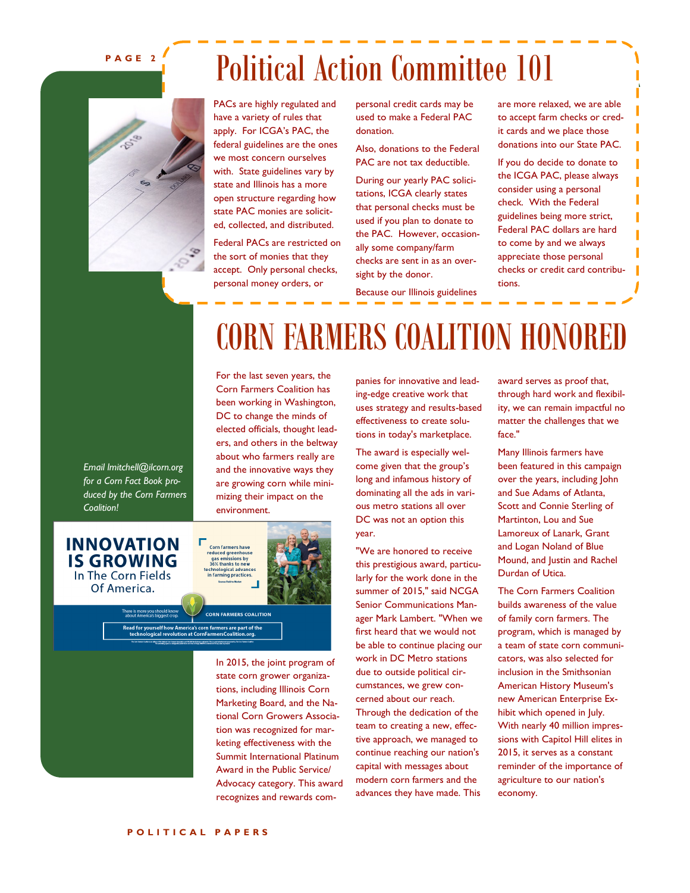# Political Action Committee 101

PACs are highly regulated and have a variety of rules that apply. For ICGA's PAC, the federal guidelines are the ones we most concern ourselves with. State guidelines vary by state and Illinois has a more open structure regarding how state PAC monies are solicited, collected, and distributed.

Federal PACs are restricted on the sort of monies that they accept. Only personal checks, personal money orders, or personal credit cards may be used to make a Federal PAC donation.

Also, donations to the Federal PAC are not tax deductible.

During our yearly PAC solicitations, ICGA clearly states that personal checks must be used if you plan to donate to the PAC. However, occasionally some company/farm checks are sent in as an oversight by the donor.

Because our Illinois guidelines are more relaxed, we are able to accept farm checks or credit cards and we place those donations into our State PAC.

If you do decide to donate to the ICGA PAC, please always consider using a personal check. With the Federal guidelines being more strict, Federal PAC dollars are hard to come by and we always appreciate those personal checks or credit card contributions.

# CORN FARMERS COALITION HONORED

*Email lmitchell@ilcorn.org for a Corn Fact Book produced by the Corn Farmers Coalition!*

For the last seven years, the Corn Farmers Coalition has been working in Washington, DC to change the minds of elected officials, thought leaders, and others in the beltway about who farmers really are and the innovative ways they are growing corn while minimizing their impact on the environment.

In 2015, the joint program of state corn grower organizations, including Illinois Corn Marketing Board, and the National Corn Growers Association was recognized for marketing effectiveness with the Summit International Platinum Award in the Public Service/ Advocacy category. This award recognizes and rewards companies for innovative and leading-edge creative work that uses strategy and results-based effectiveness to create solutions in today's marketplace.

The award is especially welcome given that the group's long and infamous history of dominating all the ads in various metro stations all over DC was not an option this year.

"We are honored to receive this prestigious award, particularly for the work done in the summer of 2015," said NCGA Senior Communications Manager Mark Lambert. "When we first heard that we would not be able to continue placing our work in DC Metro stations due to outside political circumstances, we grew concerned about our reach. Through the dedication of the team to creating a new, effective approach, we managed to continue reaching our nation's capital with messages about modern corn farmers and the advances they have made. This award serves as proof that, through hard work and flexibility, we can remain impactful no matter the challenges that we face."

Many Illinois farmers have been featured in this campaign over the years, including John and Sue Adams of Atlanta, Scott and Connie Sterling of Martinton, Lou and Sue Lamoreux of Lanark, Grant and Logan Noland of Blue Mound, and Justin and Rachel Durdan of Utica.

The Corn Farmers Coalition builds awareness of the value of family corn farmers. The program, which is managed by a team of state corn communicators, was also selected for inclusion in the Smithsonian American History Museum's new American Enterprise Exhibit which opened in July. With nearly 40 million impressions with Capitol Hill elites in 2015, it serves as a constant reminder of the importance of agriculture to our nation's economy.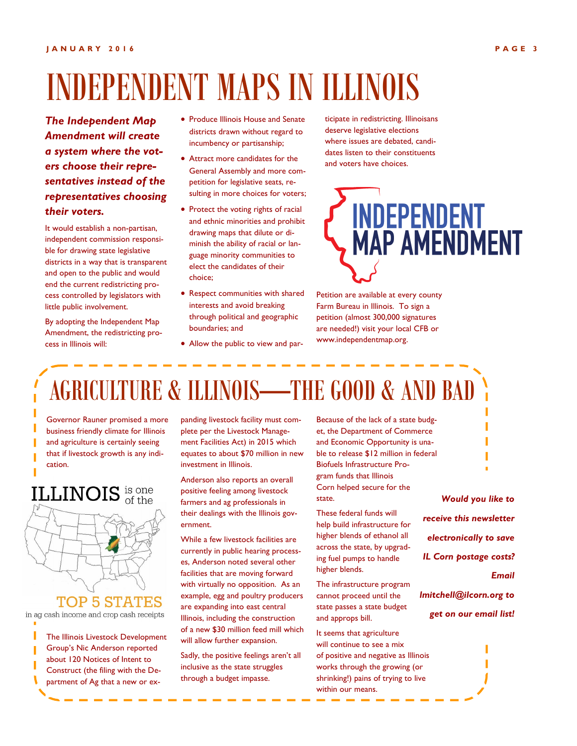# INDEPENDENT MAPS IN ILLINOIS

***The Independent Map Amendment will create a system where the voters choose their representatives instead of the representatives choosing their voters.***

It would establish a non-partisan, independent commission responsible for drawing state legislative districts in a way that is transparent and open to the public and would end the current redistricting process controlled by legislators with little public involvement.

By adopting the Independent Map Amendment, the redistricting process in Illinois will:

- Produce Illinois House and Senate districts drawn without regard to incumbency or partisanship;
- Attract more candidates for the General Assembly and more competition for legislative seats, resulting in more choices for voters;
- Protect the voting rights of racial and ethnic minorities and prohibit drawing maps that dilute or diminish the ability of racial or language minority communities to elect the candidates of their choice;
- Respect communities with shared interests and avoid breaking through political and geographic boundaries; and
- Allow the public to view and participate in redistricting. Illinoisans deserve legislative elections where issues are debated, candidates listen to their constituents and voters have choices.

INDEPENDENT MAP AMENDMENT

Petition are available at every county Farm Bureau in Illinois. To sign a petition (almost 300,000 signatures are needed!) visit your local CFB or www.independentmap.org.

# AGRICULTURE & ILLINOIS—THE GOOD & AND BAD

Governor Rauner promised a more business friendly climate for Illinois and agriculture is certainly seeing that if livestock growth is any indication.

ILLINOIS is one of the TOP 5 STATES in ag cash income and crop cash receipts

The Illinois Livestock Development Group's Nic Anderson reported about 120 Notices of Intent to Construct (the filing with the Department of Ag that a new or expanding livestock facility must complete per the Livestock Management Facilities Act) in 2015 which equates to about $70 million in new investment in Illinois.

Anderson also reports an overall positive feeling among livestock farmers and ag professionals in their dealings with the Illinois government.

While a few livestock facilities are currently in public hearing processes, Anderson noted several other facilities that are moving forward with virtually no opposition. As an example, egg and poultry producers are expanding into east central Illinois, including the construction of a new $30 million feed mill which will allow further expansion.

Sadly, the positive feelings aren't all inclusive as the state struggles through a budget impasse.

Because of the lack of a state budget, the Department of Commerce and Economic Opportunity is unable to release $12 million in federal Biofuels Infrastructure Program funds that Illinois Corn helped secure for the state.

These federal funds will help build infrastructure for higher blends of ethanol all across the state, by upgrading fuel pumps to handle higher blends.

The infrastructure program cannot proceed until the state passes a state budget and approps bill.

It seems that agriculture will continue to see a mix of positive and negative as Illinois works through the growing (or shrinking!) pains of trying to live within our means.

***Would you like to receive this newsletter electronically to save IL Corn postage costs? Email lmitchell@ilcorn.org to get on our email list!***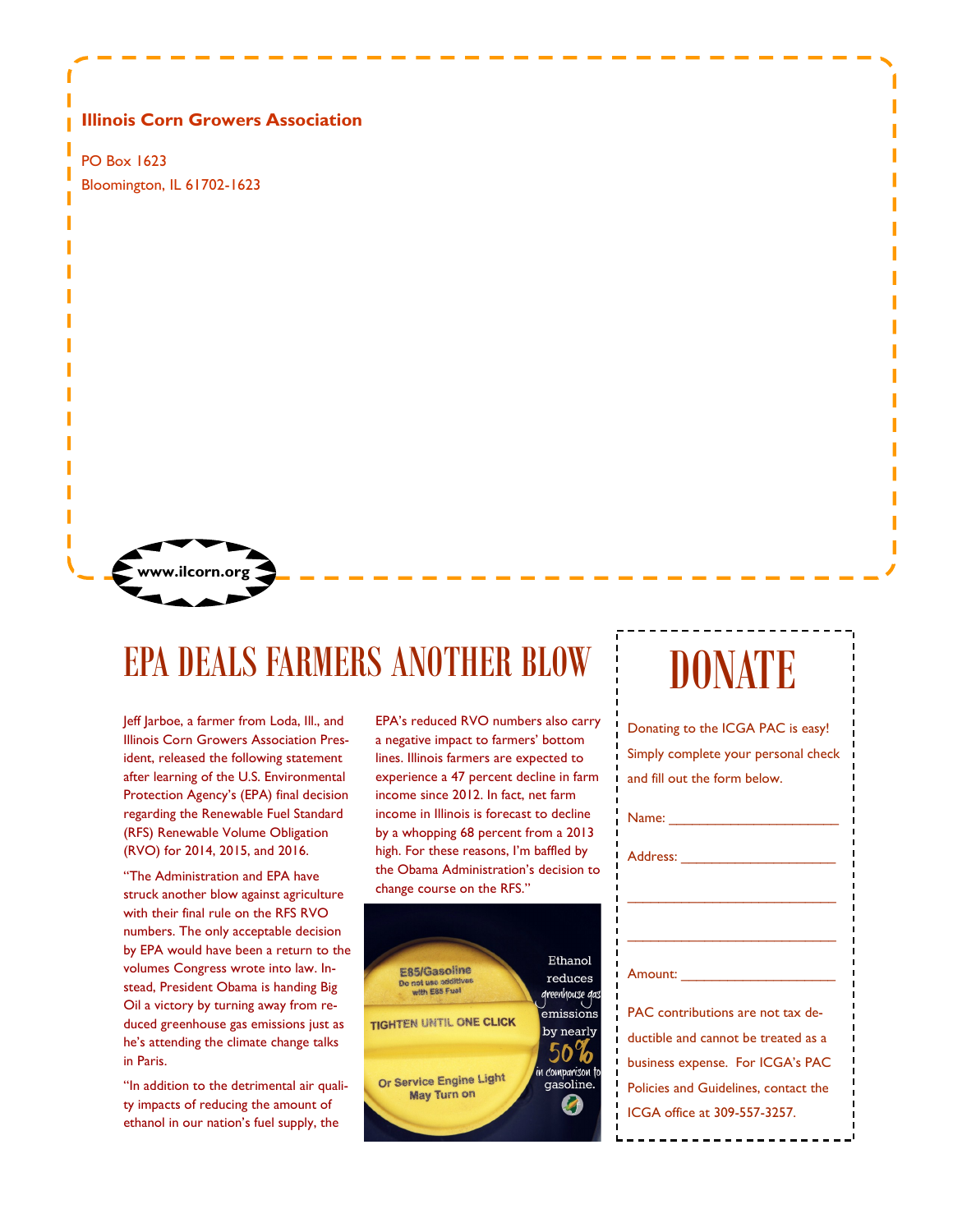**Illinois Corn Growers Association**

PO Box 1623
Bloomington, IL 61702-1623

www.ilcorn.org

# EPA DEALS FARMERS ANOTHER BLOW

Jeff Jarboe, a farmer from Loda, Ill., and Illinois Corn Growers Association President, released the following statement after learning of the U.S. Environmental Protection Agency's (EPA) final decision regarding the Renewable Fuel Standard (RFS) Renewable Volume Obligation (RVO) for 2014, 2015, and 2016.

"The Administration and EPA have struck another blow against agriculture with their final rule on the RFS RVO numbers. The only acceptable decision by EPA would have been a return to the volumes Congress wrote into law. Instead, President Obama is handing Big Oil a victory by turning away from reduced greenhouse gas emissions just as he's attending the climate change talks in Paris.

"In addition to the detrimental air quality impacts of reducing the amount of ethanol in our nation's fuel supply, the EPA's reduced RVO numbers also carry a negative impact to farmers' bottom lines. Illinois farmers are expected to experience a 47 percent decline in farm income since 2012. In fact, net farm income in Illinois is forecast to decline by a whopping 68 percent from a 2013 high. For these reasons, I'm baffled by the Obama Administration's decision to change course on the RFS."

E85/Gasoline
Do not use additives with E85 Fuel
TIGHTEN UNTIL ONE CLICK
Or Service Engine Light May Turn on

Ethanol reduces greenhouse gas emissions by nearly 50% in comparison to gasoline.

# DONATE

Donating to the ICGA PAC is easy! Simply complete your personal check and fill out the form below.

Name: ______________________

Address: ____________________

____________________________

____________________________

Amount: ____________________

PAC contributions are not tax deductible and cannot be treated as a business expense. For ICGA's PAC Policies and Guidelines, contact the ICGA office at 309-557-3257.